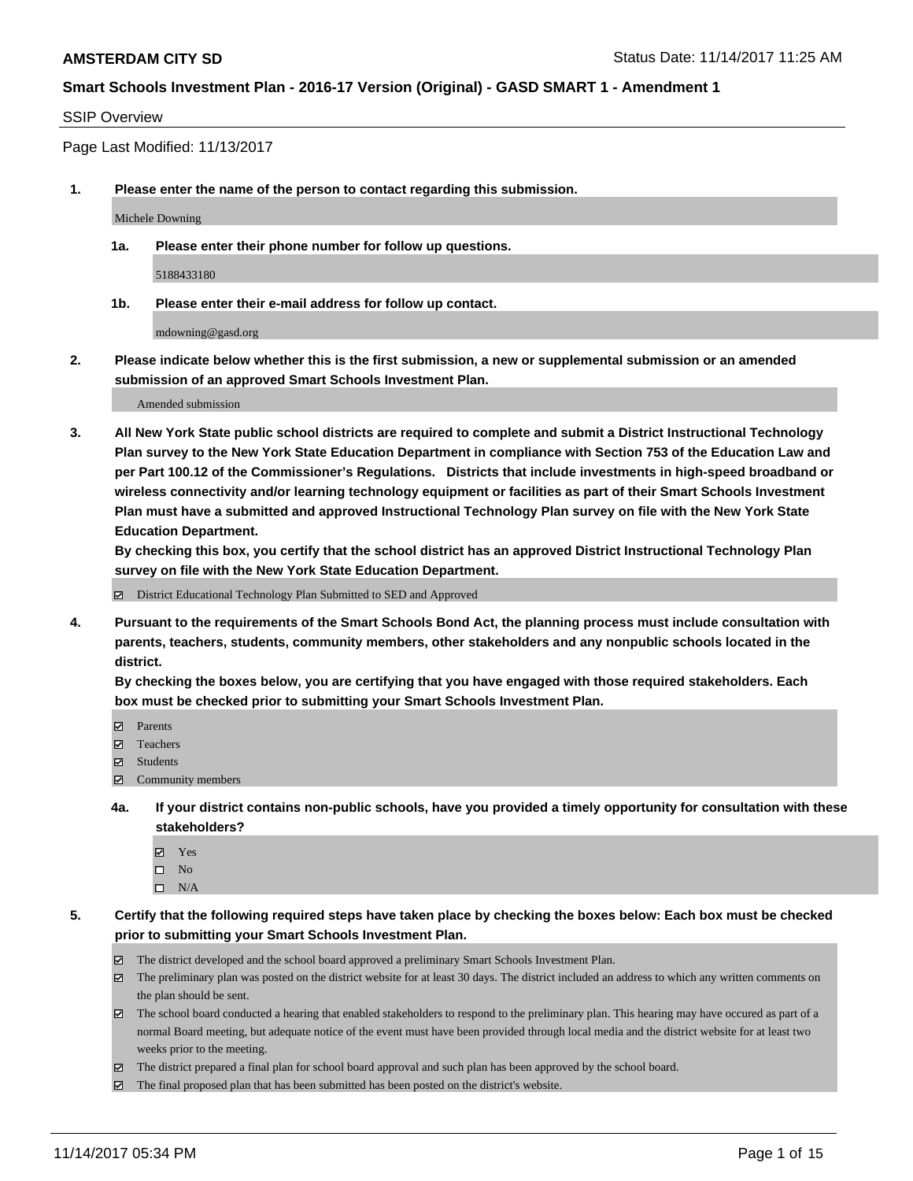**AMSTERDAM CITY SD** Status Date: 11/14/2017 11:25 AM

**Smart Schools Investment Plan - 2016-17 Version (Original) - GASD SMART 1 - Amendment 1**

SSIP Overview

Page Last Modified: 11/13/2017

**1. Please enter the name of the person to contact regarding this submission.**

Michele Downing

**1a. Please enter their phone number for follow up questions.**

5188433180

**1b. Please enter their e-mail address for follow up contact.**

mdowning@gasd.org

**2. Please indicate below whether this is the first submission, a new or supplemental submission or an amended submission of an approved Smart Schools Investment Plan.**

Amended submission

**3. All New York State public school districts are required to complete and submit a District Instructional Technology Plan survey to the New York State Education Department in compliance with Section 753 of the Education Law and per Part 100.12 of the Commissioner's Regulations. Districts that include investments in high-speed broadband or wireless connectivity and/or learning technology equipment or facilities as part of their Smart Schools Investment Plan must have a submitted and approved Instructional Technology Plan survey on file with the New York State Education Department.**
**By checking this box, you certify that the school district has an approved District Instructional Technology Plan survey on file with the New York State Education Department.**

☑ District Educational Technology Plan Submitted to SED and Approved

**4. Pursuant to the requirements of the Smart Schools Bond Act, the planning process must include consultation with parents, teachers, students, community members, other stakeholders and any nonpublic schools located in the district.**
**By checking the boxes below, you are certifying that you have engaged with those required stakeholders. Each box must be checked prior to submitting your Smart Schools Investment Plan.**

☑ Parents
☑ Teachers
☑ Students
☑ Community members

**4a. If your district contains non-public schools, have you provided a timely opportunity for consultation with these stakeholders?**

☑ Yes
☐ No
☐ N/A

**5. Certify that the following required steps have taken place by checking the boxes below: Each box must be checked prior to submitting your Smart Schools Investment Plan.**

☑ The district developed and the school board approved a preliminary Smart Schools Investment Plan.
☑ The preliminary plan was posted on the district website for at least 30 days. The district included an address to which any written comments on the plan should be sent.
☑ The school board conducted a hearing that enabled stakeholders to respond to the preliminary plan. This hearing may have occured as part of a normal Board meeting, but adequate notice of the event must have been provided through local media and the district website for at least two weeks prior to the meeting.
☑ The district prepared a final plan for school board approval and such plan has been approved by the school board.
☑ The final proposed plan that has been submitted has been posted on the district's website.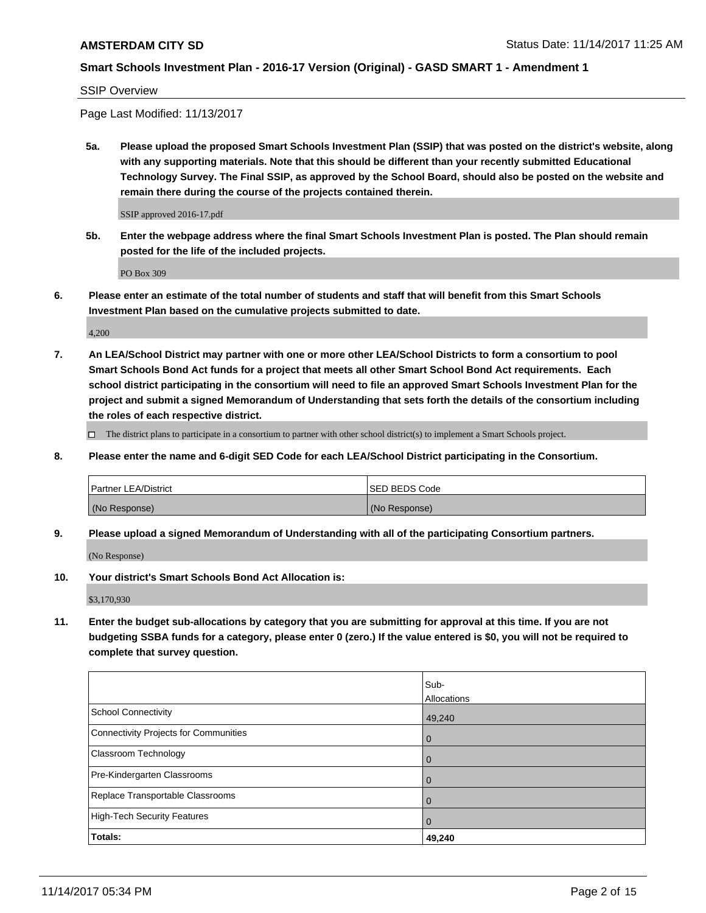**AMSTERDAM CITY SD** Status Date: 11/14/2017 11:25 AM

**Smart Schools Investment Plan - 2016-17 Version (Original) - GASD SMART 1 - Amendment 1**

SSIP Overview

Page Last Modified: 11/13/2017

**5a. Please upload the proposed Smart Schools Investment Plan (SSIP) that was posted on the district's website, along with any supporting materials. Note that this should be different than your recently submitted Educational Technology Survey. The Final SSIP, as approved by the School Board, should also be posted on the website and remain there during the course of the projects contained therein.**

SSIP approved 2016-17.pdf

**5b. Enter the webpage address where the final Smart Schools Investment Plan is posted. The Plan should remain posted for the life of the included projects.**

PO Box 309

**6. Please enter an estimate of the total number of students and staff that will benefit from this Smart Schools Investment Plan based on the cumulative projects submitted to date.**

4,200

**7. An LEA/School District may partner with one or more other LEA/School Districts to form a consortium to pool Smart Schools Bond Act funds for a project that meets all other Smart School Bond Act requirements. Each school district participating in the consortium will need to file an approved Smart Schools Investment Plan for the project and submit a signed Memorandum of Understanding that sets forth the details of the consortium including the roles of each respective district.**

☐ The district plans to participate in a consortium to partner with other school district(s) to implement a Smart Schools project.

**8. Please enter the name and 6-digit SED Code for each LEA/School District participating in the Consortium.**

| Partner LEA/District | SED BEDS Code |
| --- | --- |
| (No Response) | (No Response) |

**9. Please upload a signed Memorandum of Understanding with all of the participating Consortium partners.**

(No Response)

**10. Your district's Smart Schools Bond Act Allocation is:**

$3,170,930

**11. Enter the budget sub-allocations by category that you are submitting for approval at this time. If you are not budgeting SSBA funds for a category, please enter 0 (zero.) If the value entered is $0, you will not be required to complete that survey question.**

| | Sub-Allocations |
| --- | --- |
| School Connectivity | 49,240 |
| Connectivity Projects for Communities | 0 |
| Classroom Technology | 0 |
| Pre-Kindergarten Classrooms | 0 |
| Replace Transportable Classrooms | 0 |
| High-Tech Security Features | 0 |
| **Totals:** | **49,240** |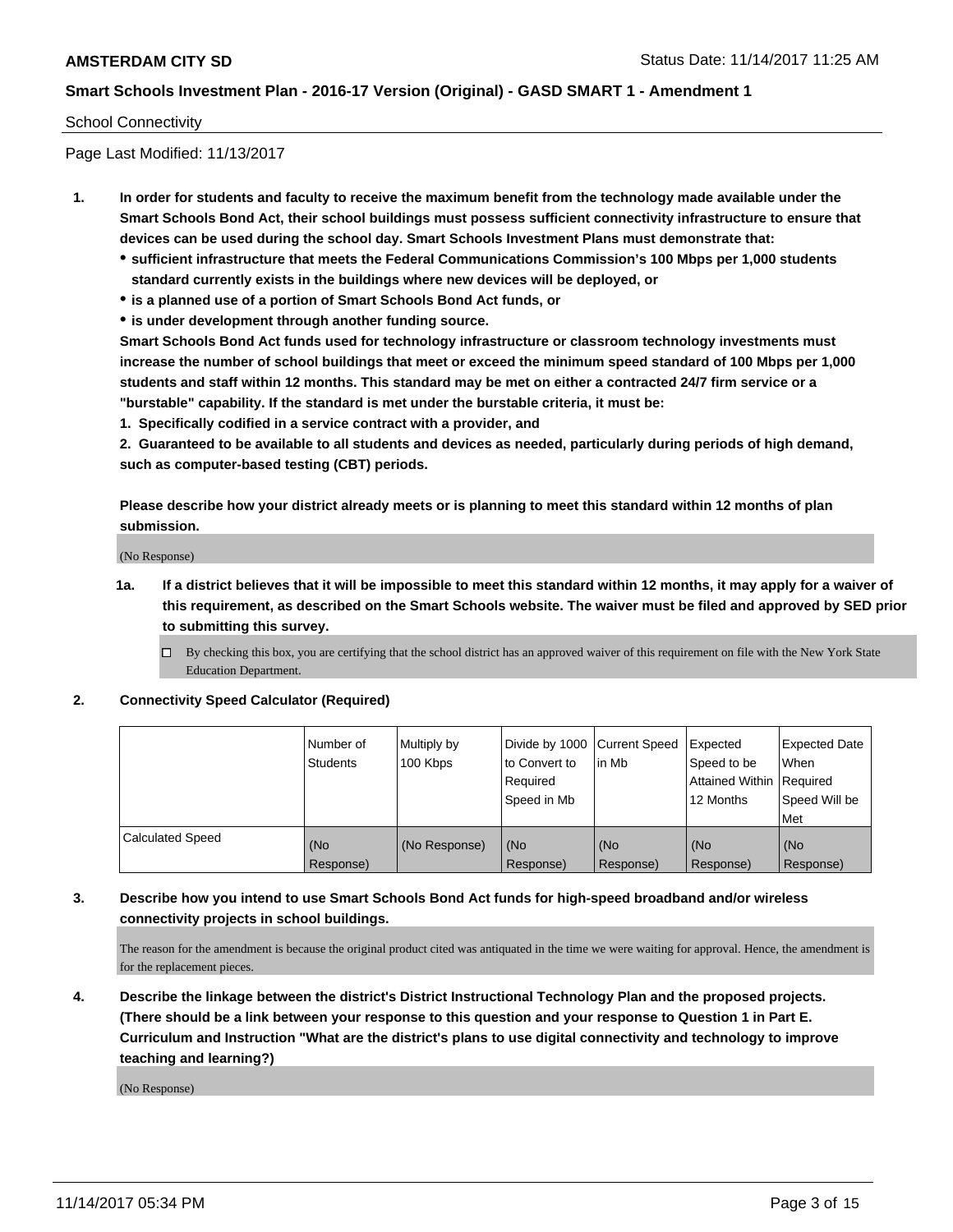School Connectivity

Page Last Modified: 11/13/2017

1. **In order for students and faculty to receive the maximum benefit from the technology made available under the Smart Schools Bond Act, their school buildings must possess sufficient connectivity infrastructure to ensure that devices can be used during the school day. Smart Schools Investment Plans must demonstrate that:**
   - **sufficient infrastructure that meets the Federal Communications Commission's 100 Mbps per 1,000 students standard currently exists in the buildings where new devices will be deployed, or**
   - **is a planned use of a portion of Smart Schools Bond Act funds, or**
   - **is under development through another funding source.**

   **Smart Schools Bond Act funds used for technology infrastructure or classroom technology investments must increase the number of school buildings that meet or exceed the minimum speed standard of 100 Mbps per 1,000 students and staff within 12 months. This standard may be met on either a contracted 24/7 firm service or a "burstable" capability. If the standard is met under the burstable criteria, it must be:**

   **1. Specifically codified in a service contract with a provider, and**

   **2. Guaranteed to be available to all students and devices as needed, particularly during periods of high demand, such as computer-based testing (CBT) periods.**

   **Please describe how your district already meets or is planning to meet this standard within 12 months of plan submission.**

   (No Response)

   **1a. If a district believes that it will be impossible to meet this standard within 12 months, it may apply for a waiver of this requirement, as described on the Smart Schools website. The waiver must be filed and approved by SED prior to submitting this survey.**

   ☐ By checking this box, you are certifying that the school district has an approved waiver of this requirement on file with the New York State Education Department.

2. **Connectivity Speed Calculator (Required)**

| | Number of Students | Multiply by 100 Kbps | Divide by 1000 to Convert to Required Speed in Mb | Current Speed in Mb | Expected Speed to be Attained Within 12 Months | Expected Date When Required Speed Will be Met |
|---|---|---|---|---|---|---|
| Calculated Speed | (No Response) | (No Response) | (No Response) | (No Response) | (No Response) | (No Response) |

3. **Describe how you intend to use Smart Schools Bond Act funds for high-speed broadband and/or wireless connectivity projects in school buildings.**

   The reason for the amendment is because the original product cited was antiquated in the time we were waiting for approval. Hence, the amendment is for the replacement pieces.

4. **Describe the linkage between the district's District Instructional Technology Plan and the proposed projects. (There should be a link between your response to this question and your response to Question 1 in Part E. Curriculum and Instruction "What are the district's plans to use digital connectivity and technology to improve teaching and learning?)**

   (No Response)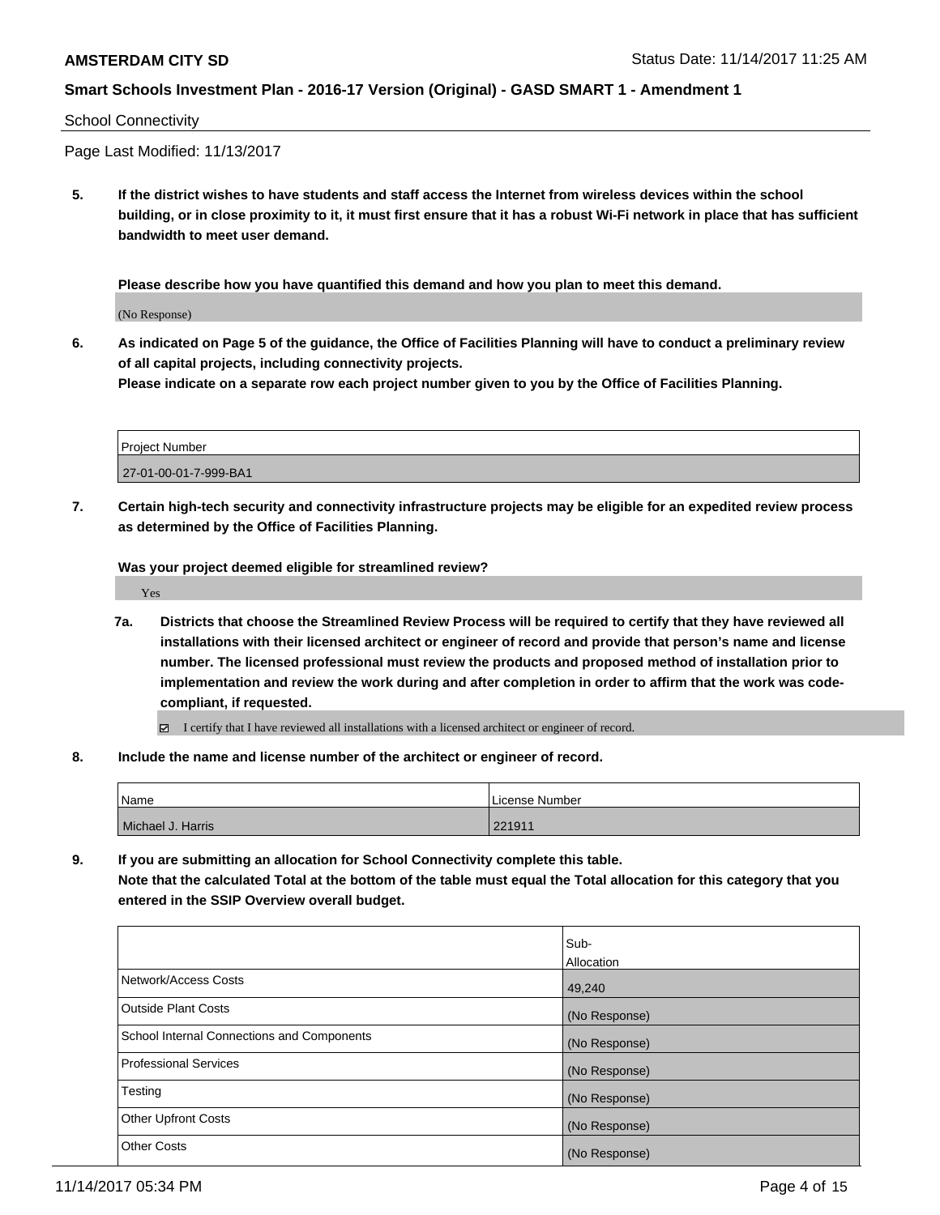School Connectivity

Page Last Modified: 11/13/2017

**5. If the district wishes to have students and staff access the Internet from wireless devices within the school building, or in close proximity to it, it must first ensure that it has a robust Wi-Fi network in place that has sufficient bandwidth to meet user demand.**

**Please describe how you have quantified this demand and how you plan to meet this demand.**

(No Response)

**6. As indicated on Page 5 of the guidance, the Office of Facilities Planning will have to conduct a preliminary review of all capital projects, including connectivity projects.**
**Please indicate on a separate row each project number given to you by the Office of Facilities Planning.**

| Project Number |
|---|
| 27-01-00-01-7-999-BA1 |

**7. Certain high-tech security and connectivity infrastructure projects may be eligible for an expedited review process as determined by the Office of Facilities Planning.**

**Was your project deemed eligible for streamlined review?**

Yes

**7a. Districts that choose the Streamlined Review Process will be required to certify that they have reviewed all installations with their licensed architect or engineer of record and provide that person's name and license number. The licensed professional must review the products and proposed method of installation prior to implementation and review the work during and after completion in order to affirm that the work was code-compliant, if requested.**

☑ I certify that I have reviewed all installations with a licensed architect or engineer of record.

**8. Include the name and license number of the architect or engineer of record.**

| Name | License Number |
|---|---|
| Michael J. Harris | 221911 |

**9. If you are submitting an allocation for School Connectivity complete this table.**
**Note that the calculated Total at the bottom of the table must equal the Total allocation for this category that you entered in the SSIP Overview overall budget.**

| | Sub-Allocation |
|---|---|
| Network/Access Costs | 49,240 |
| Outside Plant Costs | (No Response) |
| School Internal Connections and Components | (No Response) |
| Professional Services | (No Response) |
| Testing | (No Response) |
| Other Upfront Costs | (No Response) |
| Other Costs | (No Response) |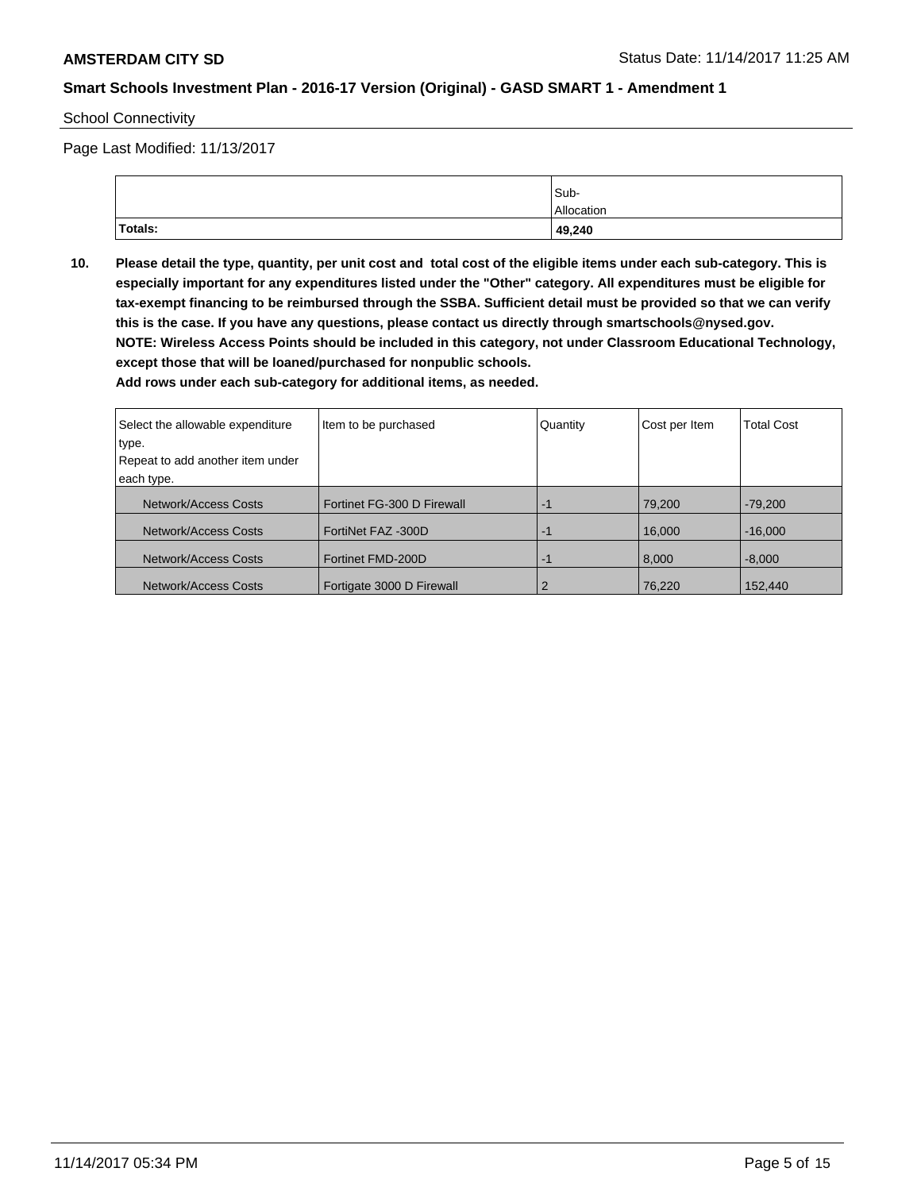School Connectivity

Page Last Modified: 11/13/2017

| | Sub-Allocation |
|---|---|
| **Totals:** | **49,240** |

**10. Please detail the type, quantity, per unit cost and total cost of the eligible items under each sub-category. This is especially important for any expenditures listed under the "Other" category. All expenditures must be eligible for tax-exempt financing to be reimbursed through the SSBA. Sufficient detail must be provided so that we can verify this is the case. If you have any questions, please contact us directly through smartschools@nysed.gov.**
**NOTE: Wireless Access Points should be included in this category, not under Classroom Educational Technology, except those that will be loaned/purchased for nonpublic schools.**
**Add rows under each sub-category for additional items, as needed.**

| Select the allowable expenditure type. Repeat to add another item under each type. | Item to be purchased | Quantity | Cost per Item | Total Cost |
|---|---|---|---|---|
| Network/Access Costs | Fortinet FG-300 D Firewall | -1 | 79,200 | -79,200 |
| Network/Access Costs | FortiNet FAZ -300D | -1 | 16,000 | -16,000 |
| Network/Access Costs | Fortinet FMD-200D | -1 | 8,000 | -8,000 |
| Network/Access Costs | Fortigate 3000 D Firewall | 2 | 76,220 | 152,440 |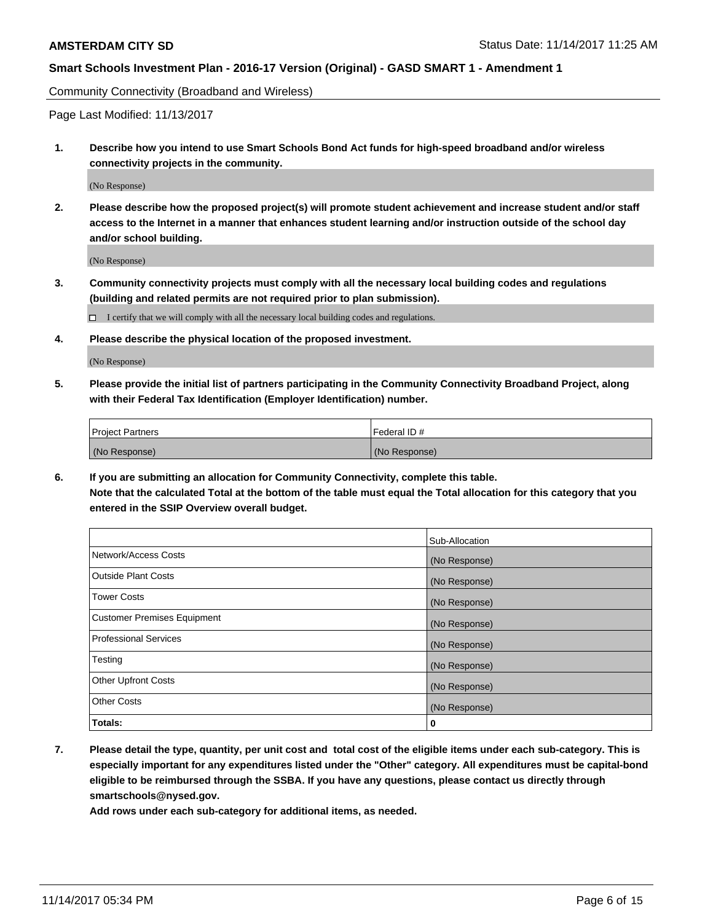**AMSTERDAM CITY SD** Status Date: 11/14/2017 11:25 AM

**Smart Schools Investment Plan - 2016-17 Version (Original) - GASD SMART 1 - Amendment 1**

Community Connectivity (Broadband and Wireless)

Page Last Modified: 11/13/2017

1. **Describe how you intend to use Smart Schools Bond Act funds for high-speed broadband and/or wireless connectivity projects in the community.**

   (No Response)

2. **Please describe how the proposed project(s) will promote student achievement and increase student and/or staff access to the Internet in a manner that enhances student learning and/or instruction outside of the school day and/or school building.**

   (No Response)

3. **Community connectivity projects must comply with all the necessary local building codes and regulations (building and related permits are not required prior to plan submission).**

   ☐ I certify that we will comply with all the necessary local building codes and regulations.

4. **Please describe the physical location of the proposed investment.**

   (No Response)

5. **Please provide the initial list of partners participating in the Community Connectivity Broadband Project, along with their Federal Tax Identification (Employer Identification) number.**

| Project Partners | Federal ID # |
|---|---|
| (No Response) | (No Response) |

6. **If you are submitting an allocation for Community Connectivity, complete this table.**
   **Note that the calculated Total at the bottom of the table must equal the Total allocation for this category that you entered in the SSIP Overview overall budget.**

| | Sub-Allocation |
|---|---|
| Network/Access Costs | (No Response) |
| Outside Plant Costs | (No Response) |
| Tower Costs | (No Response) |
| Customer Premises Equipment | (No Response) |
| Professional Services | (No Response) |
| Testing | (No Response) |
| Other Upfront Costs | (No Response) |
| Other Costs | (No Response) |
| **Totals:** | **0** |

7. **Please detail the type, quantity, per unit cost and total cost of the eligible items under each sub-category. This is especially important for any expenditures listed under the "Other" category. All expenditures must be capital-bond eligible to be reimbursed through the SSBA. If you have any questions, please contact us directly through smartschools@nysed.gov.**

   **Add rows under each sub-category for additional items, as needed.**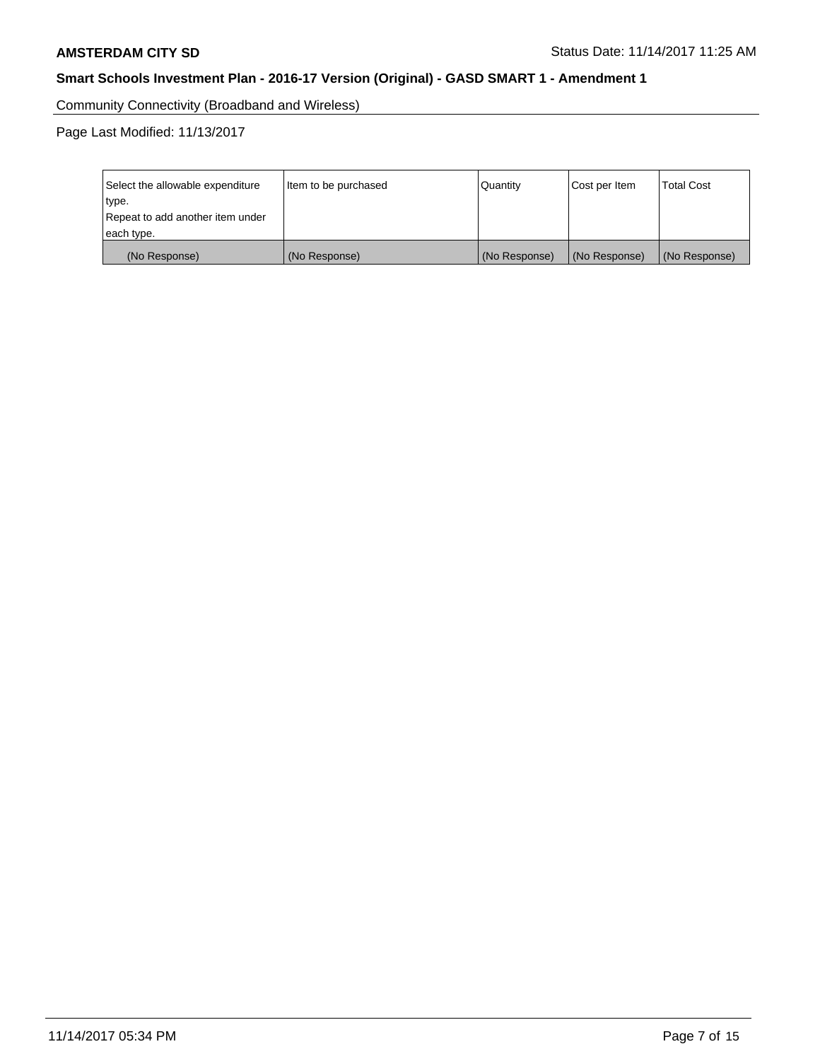Community Connectivity (Broadband and Wireless)

Page Last Modified: 11/13/2017

| Select the allowable expenditure type.<br>Repeat to add another item under each type. | Item to be purchased | Quantity | Cost per Item | Total Cost |
|---|---|---|---|---|
| (No Response) | (No Response) | (No Response) | (No Response) | (No Response) |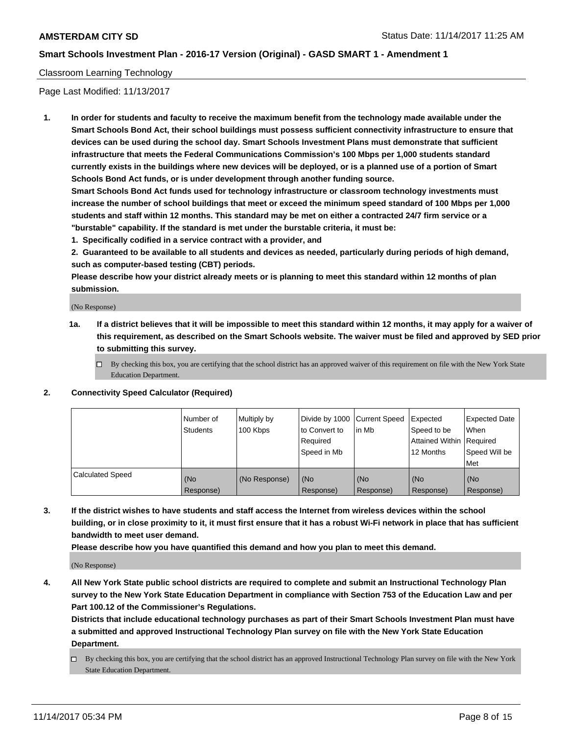Classroom Learning Technology

Page Last Modified: 11/13/2017

1. **In order for students and faculty to receive the maximum benefit from the technology made available under the Smart Schools Bond Act, their school buildings must possess sufficient connectivity infrastructure to ensure that devices can be used during the school day. Smart Schools Investment Plans must demonstrate that sufficient infrastructure that meets the Federal Communications Commission's 100 Mbps per 1,000 students standard currently exists in the buildings where new devices will be deployed, or is a planned use of a portion of Smart Schools Bond Act funds, or is under development through another funding source.**

   **Smart Schools Bond Act funds used for technology infrastructure or classroom technology investments must increase the number of school buildings that meet or exceed the minimum speed standard of 100 Mbps per 1,000 students and staff within 12 months. This standard may be met on either a contracted 24/7 firm service or a "burstable" capability. If the standard is met under the burstable criteria, it must be:**

   **1. Specifically codified in a service contract with a provider, and**

   **2. Guaranteed to be available to all students and devices as needed, particularly during periods of high demand, such as computer-based testing (CBT) periods.**

   **Please describe how your district already meets or is planning to meet this standard within 12 months of plan submission.**

   (No Response)

   **1a. If a district believes that it will be impossible to meet this standard within 12 months, it may apply for a waiver of this requirement, as described on the Smart Schools website. The waiver must be filed and approved by SED prior to submitting this survey.**

   ☐ By checking this box, you are certifying that the school district has an approved waiver of this requirement on file with the New York State Education Department.

2. **Connectivity Speed Calculator (Required)**

| | Number of Students | Multiply by 100 Kbps | Divide by 1000 to Convert to Required Speed in Mb | Current Speed in Mb | Expected Speed to be Attained Within 12 Months | Expected Date When Required Speed Will be Met |
|---|---|---|---|---|---|---|
| Calculated Speed | (No Response) | (No Response) | (No Response) | (No Response) | (No Response) | (No Response) |

3. **If the district wishes to have students and staff access the Internet from wireless devices within the school building, or in close proximity to it, it must first ensure that it has a robust Wi-Fi network in place that has sufficient bandwidth to meet user demand.**

   **Please describe how you have quantified this demand and how you plan to meet this demand.**

   (No Response)

4. **All New York State public school districts are required to complete and submit an Instructional Technology Plan survey to the New York State Education Department in compliance with Section 753 of the Education Law and per Part 100.12 of the Commissioner's Regulations.**

   **Districts that include educational technology purchases as part of their Smart Schools Investment Plan must have a submitted and approved Instructional Technology Plan survey on file with the New York State Education Department.**

   ☐ By checking this box, you are certifying that the school district has an approved Instructional Technology Plan survey on file with the New York State Education Department.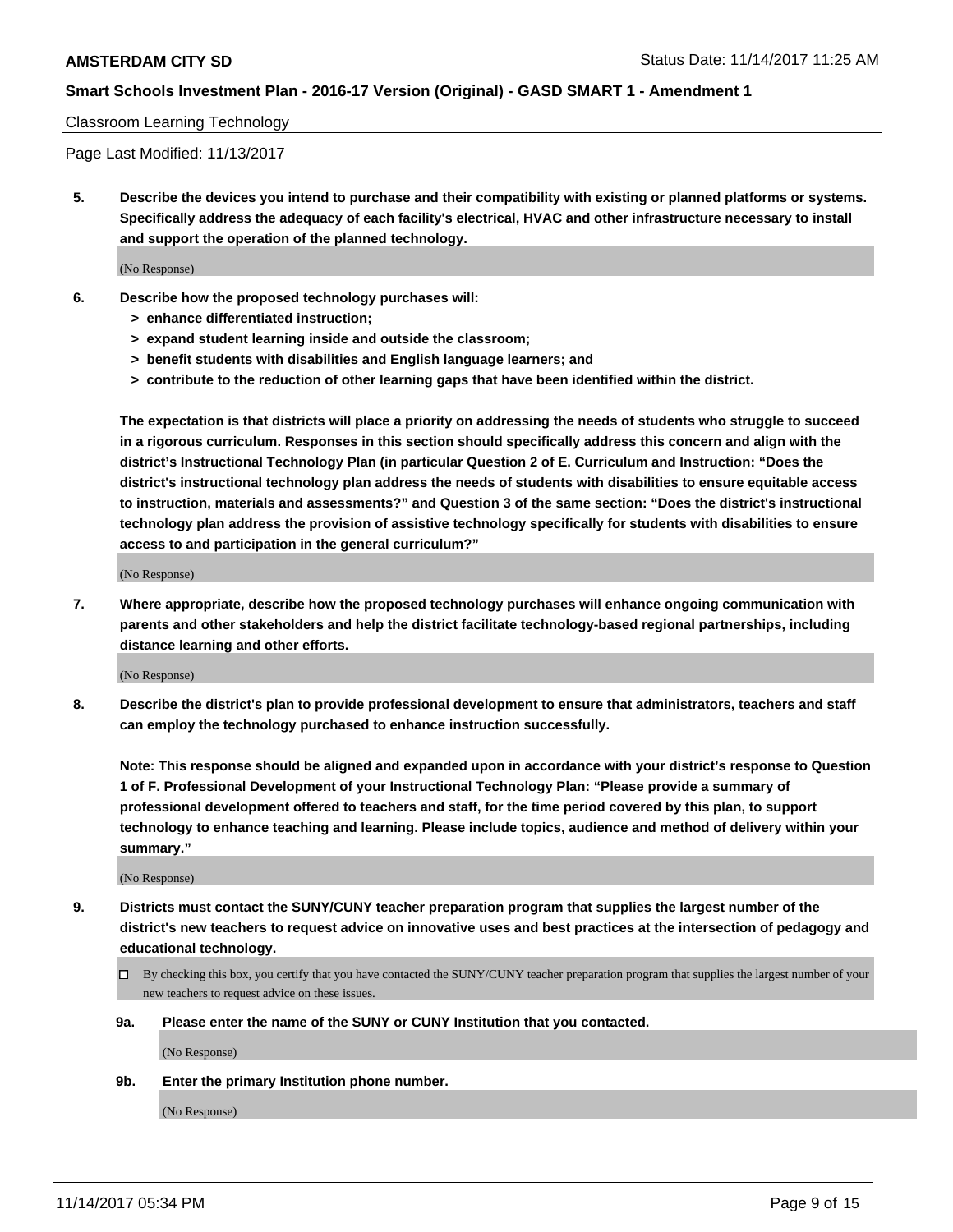Classroom Learning Technology

Page Last Modified: 11/13/2017

**5. Describe the devices you intend to purchase and their compatibility with existing or planned platforms or systems. Specifically address the adequacy of each facility's electrical, HVAC and other infrastructure necessary to install and support the operation of the planned technology.**

(No Response)

**6. Describe how the proposed technology purchases will:**

- **> enhance differentiated instruction;**
- **> expand student learning inside and outside the classroom;**
- **> benefit students with disabilities and English language learners; and**
- **> contribute to the reduction of other learning gaps that have been identified within the district.**

**The expectation is that districts will place a priority on addressing the needs of students who struggle to succeed in a rigorous curriculum. Responses in this section should specifically address this concern and align with the district's Instructional Technology Plan (in particular Question 2 of E. Curriculum and Instruction: "Does the district's instructional technology plan address the needs of students with disabilities to ensure equitable access to instruction, materials and assessments?" and Question 3 of the same section: "Does the district's instructional technology plan address the provision of assistive technology specifically for students with disabilities to ensure access to and participation in the general curriculum?"**

(No Response)

**7. Where appropriate, describe how the proposed technology purchases will enhance ongoing communication with parents and other stakeholders and help the district facilitate technology-based regional partnerships, including distance learning and other efforts.**

(No Response)

**8. Describe the district's plan to provide professional development to ensure that administrators, teachers and staff can employ the technology purchased to enhance instruction successfully.**

**Note: This response should be aligned and expanded upon in accordance with your district's response to Question 1 of F. Professional Development of your Instructional Technology Plan: "Please provide a summary of professional development offered to teachers and staff, for the time period covered by this plan, to support technology to enhance teaching and learning. Please include topics, audience and method of delivery within your summary."**

(No Response)

**9. Districts must contact the SUNY/CUNY teacher preparation program that supplies the largest number of the district's new teachers to request advice on innovative uses and best practices at the intersection of pedagogy and educational technology.**

☐ By checking this box, you certify that you have contacted the SUNY/CUNY teacher preparation program that supplies the largest number of your new teachers to request advice on these issues.

**9a. Please enter the name of the SUNY or CUNY Institution that you contacted.**

(No Response)

**9b. Enter the primary Institution phone number.**

(No Response)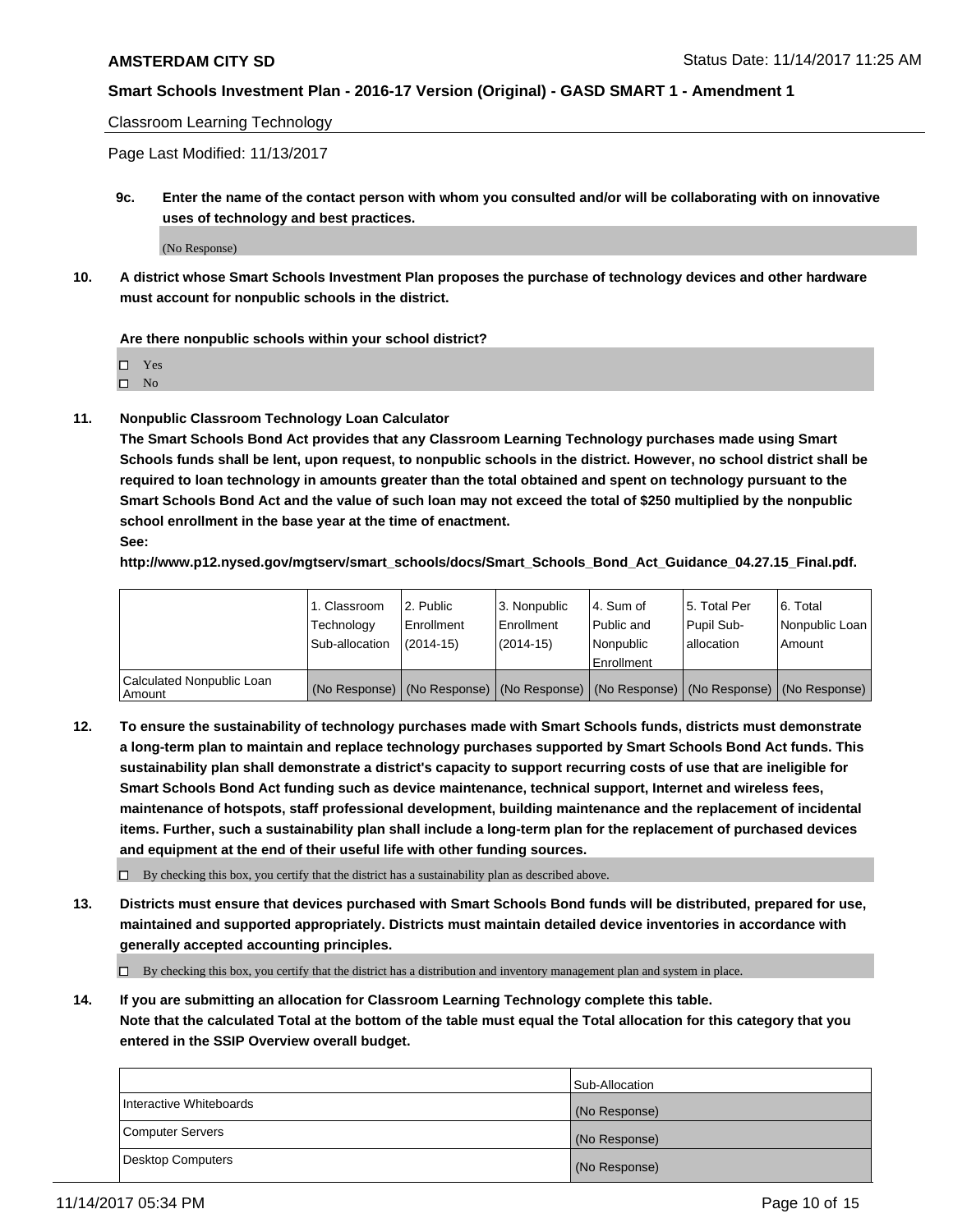Classroom Learning Technology

Page Last Modified: 11/13/2017

**9c. Enter the name of the contact person with whom you consulted and/or will be collaborating with on innovative uses of technology and best practices.**

(No Response)

**10. A district whose Smart Schools Investment Plan proposes the purchase of technology devices and other hardware must account for nonpublic schools in the district.**

**Are there nonpublic schools within your school district?**

- ☐ Yes
- ☐ No

**11. Nonpublic Classroom Technology Loan Calculator**

**The Smart Schools Bond Act provides that any Classroom Learning Technology purchases made using Smart Schools funds shall be lent, upon request, to nonpublic schools in the district. However, no school district shall be required to loan technology in amounts greater than the total obtained and spent on technology pursuant to the Smart Schools Bond Act and the value of such loan may not exceed the total of $250 multiplied by the nonpublic school enrollment in the base year at the time of enactment.**

**See:**

**http://www.p12.nysed.gov/mgtserv/smart_schools/docs/Smart_Schools_Bond_Act_Guidance_04.27.15_Final.pdf.**

| | 1. Classroom Technology Sub-allocation | 2. Public Enrollment (2014-15) | 3. Nonpublic Enrollment (2014-15) | 4. Sum of Public and Nonpublic Enrollment | 5. Total Per Pupil Sub-allocation | 6. Total Nonpublic Loan Amount |
|---|---|---|---|---|---|---|
| Calculated Nonpublic Loan Amount | (No Response) | (No Response) | (No Response) | (No Response) | (No Response) | (No Response) |

**12. To ensure the sustainability of technology purchases made with Smart Schools funds, districts must demonstrate a long-term plan to maintain and replace technology purchases supported by Smart Schools Bond Act funds. This sustainability plan shall demonstrate a district's capacity to support recurring costs of use that are ineligible for Smart Schools Bond Act funding such as device maintenance, technical support, Internet and wireless fees, maintenance of hotspots, staff professional development, building maintenance and the replacement of incidental items. Further, such a sustainability plan shall include a long-term plan for the replacement of purchased devices and equipment at the end of their useful life with other funding sources.**

☐ By checking this box, you certify that the district has a sustainability plan as described above.

**13. Districts must ensure that devices purchased with Smart Schools Bond funds will be distributed, prepared for use, maintained and supported appropriately. Districts must maintain detailed device inventories in accordance with generally accepted accounting principles.**

☐ By checking this box, you certify that the district has a distribution and inventory management plan and system in place.

**14. If you are submitting an allocation for Classroom Learning Technology complete this table. Note that the calculated Total at the bottom of the table must equal the Total allocation for this category that you entered in the SSIP Overview overall budget.**

| | Sub-Allocation |
|---|---|
| Interactive Whiteboards | (No Response) |
| Computer Servers | (No Response) |
| Desktop Computers | (No Response) |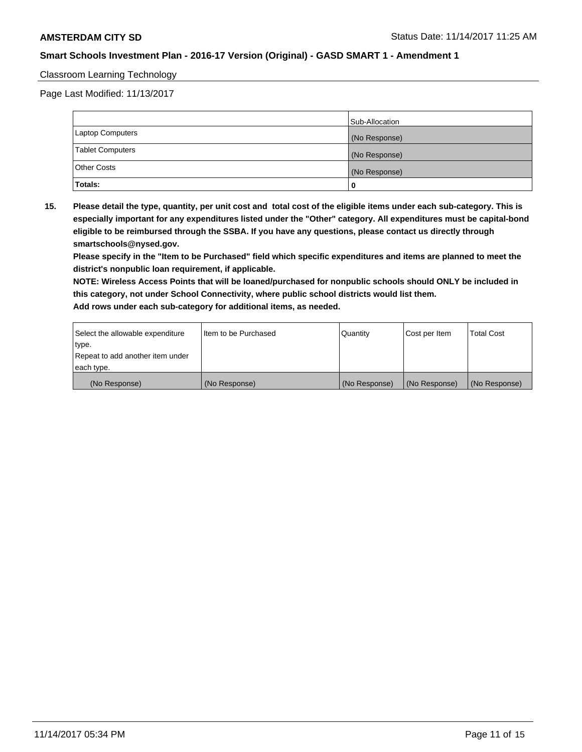Classroom Learning Technology

Page Last Modified: 11/13/2017

| | Sub-Allocation |
|---|---|
| Laptop Computers | (No Response) |
| Tablet Computers | (No Response) |
| Other Costs | (No Response) |
| **Totals:** | **0** |

**15. Please detail the type, quantity, per unit cost and total cost of the eligible items under each sub-category. This is especially important for any expenditures listed under the "Other" category. All expenditures must be capital-bond eligible to be reimbursed through the SSBA. If you have any questions, please contact us directly through smartschools@nysed.gov.**

**Please specify in the "Item to be Purchased" field which specific expenditures and items are planned to meet the district's nonpublic loan requirement, if applicable.**

**NOTE: Wireless Access Points that will be loaned/purchased for nonpublic schools should ONLY be included in this category, not under School Connectivity, where public school districts would list them.**

**Add rows under each sub-category for additional items, as needed.**

| Select the allowable expenditure type. Repeat to add another item under each type. | Item to be Purchased | Quantity | Cost per Item | Total Cost |
|---|---|---|---|---|
| (No Response) | (No Response) | (No Response) | (No Response) | (No Response) |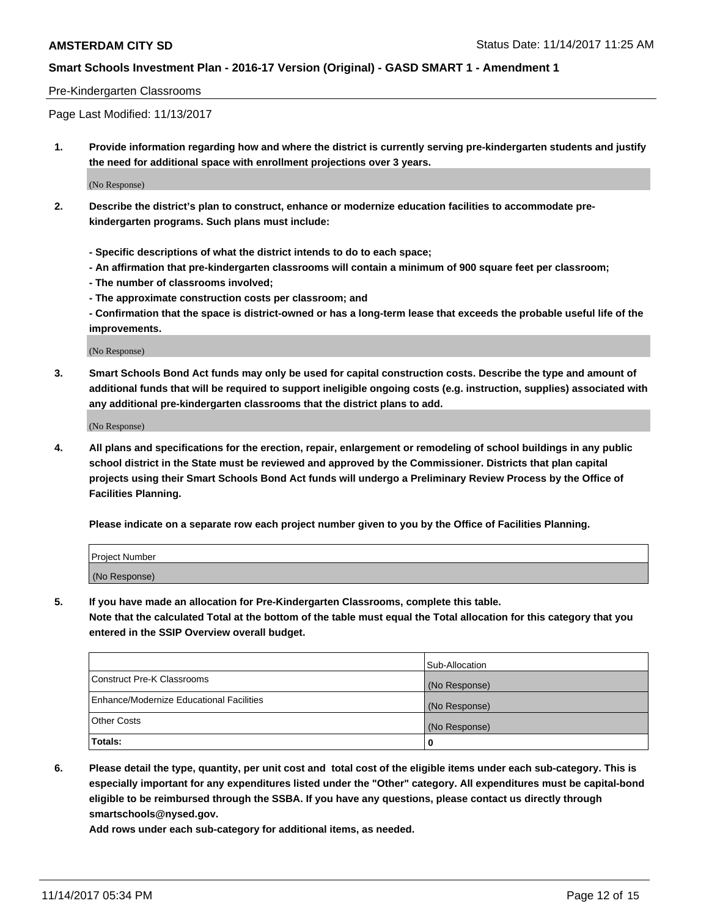Pre-Kindergarten Classrooms

Page Last Modified: 11/13/2017

**1. Provide information regarding how and where the district is currently serving pre-kindergarten students and justify the need for additional space with enrollment projections over 3 years.**

(No Response)

**2. Describe the district's plan to construct, enhance or modernize education facilities to accommodate pre-kindergarten programs. Such plans must include:**

**- Specific descriptions of what the district intends to do to each space;**
**- An affirmation that pre-kindergarten classrooms will contain a minimum of 900 square feet per classroom;**
**- The number of classrooms involved;**
**- The approximate construction costs per classroom; and**
**- Confirmation that the space is district-owned or has a long-term lease that exceeds the probable useful life of the improvements.**

(No Response)

**3. Smart Schools Bond Act funds may only be used for capital construction costs. Describe the type and amount of additional funds that will be required to support ineligible ongoing costs (e.g. instruction, supplies) associated with any additional pre-kindergarten classrooms that the district plans to add.**

(No Response)

**4. All plans and specifications for the erection, repair, enlargement or remodeling of school buildings in any public school district in the State must be reviewed and approved by the Commissioner. Districts that plan capital projects using their Smart Schools Bond Act funds will undergo a Preliminary Review Process by the Office of Facilities Planning.**

**Please indicate on a separate row each project number given to you by the Office of Facilities Planning.**

| Project Number |
| --- |
| (No Response) |

**5. If you have made an allocation for Pre-Kindergarten Classrooms, complete this table. Note that the calculated Total at the bottom of the table must equal the Total allocation for this category that you entered in the SSIP Overview overall budget.**

| | Sub-Allocation |
| --- | --- |
| Construct Pre-K Classrooms | (No Response) |
| Enhance/Modernize Educational Facilities | (No Response) |
| Other Costs | (No Response) |
| **Totals:** | **0** |

**6. Please detail the type, quantity, per unit cost and total cost of the eligible items under each sub-category. This is especially important for any expenditures listed under the "Other" category. All expenditures must be capital-bond eligible to be reimbursed through the SSBA. If you have any questions, please contact us directly through smartschools@nysed.gov.**

**Add rows under each sub-category for additional items, as needed.**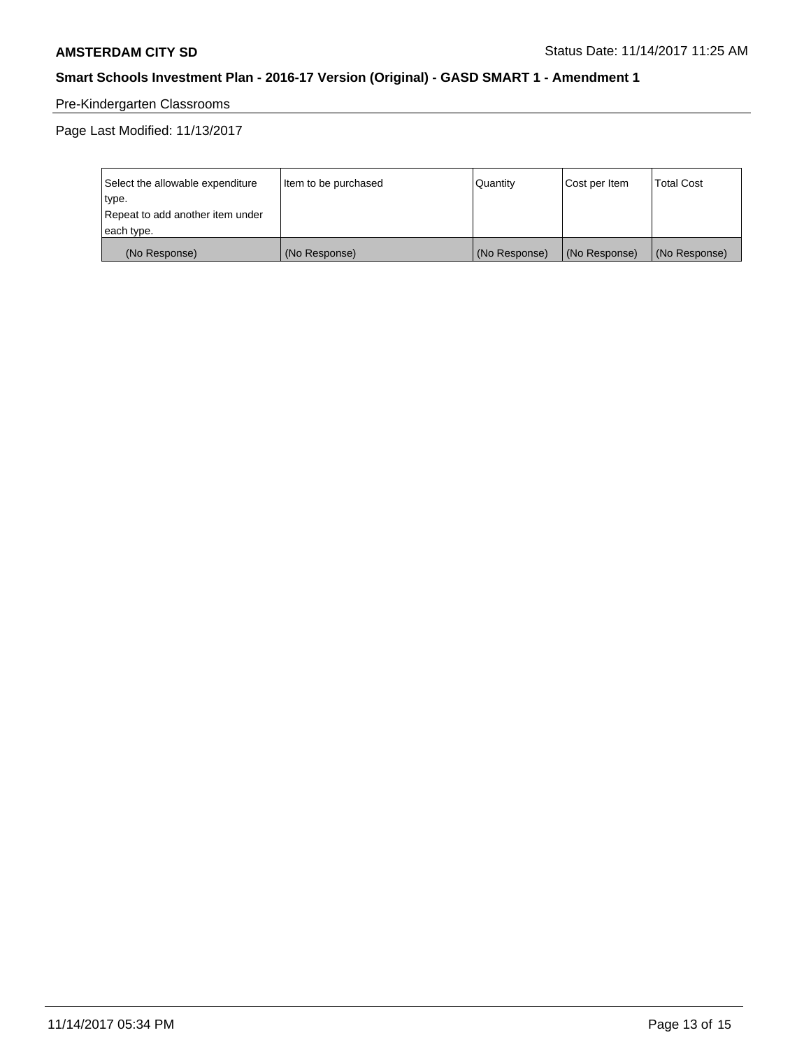Pre-Kindergarten Classrooms

Page Last Modified: 11/13/2017

| Select the allowable expenditure type. Repeat to add another item under each type. | Item to be purchased | Quantity | Cost per Item | Total Cost |
|---|---|---|---|---|
| (No Response) | (No Response) | (No Response) | (No Response) | (No Response) |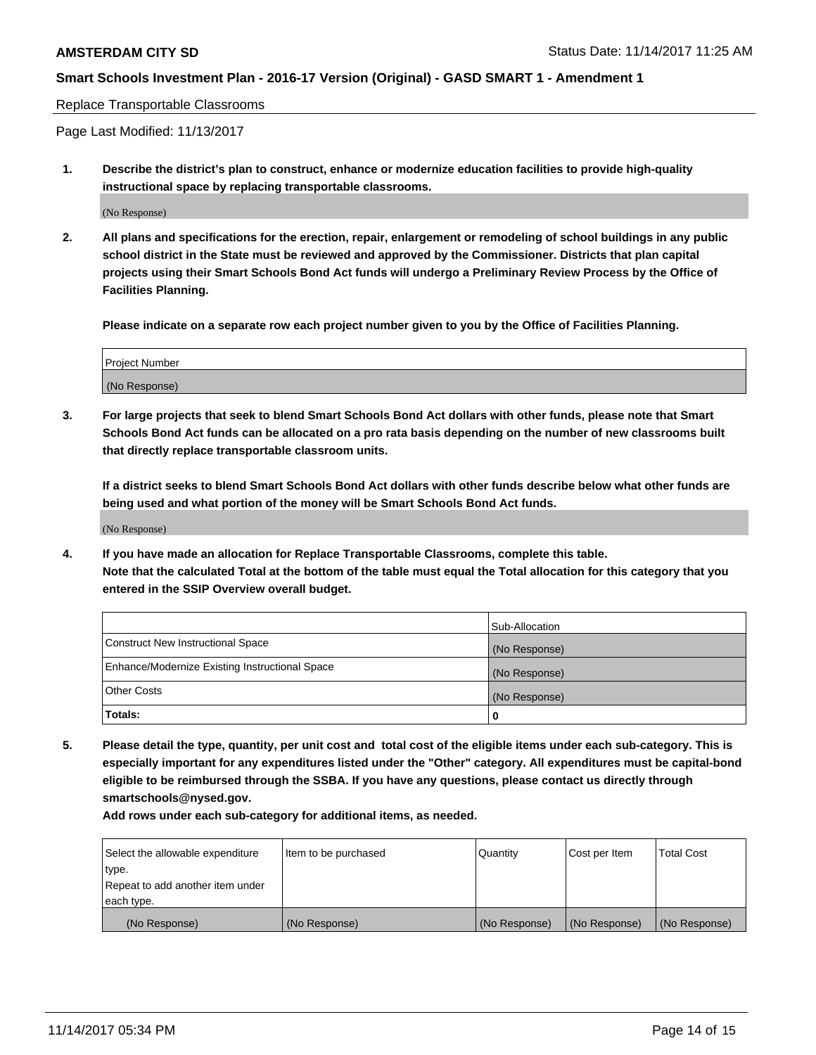Replace Transportable Classrooms

Page Last Modified: 11/13/2017

**1. Describe the district's plan to construct, enhance or modernize education facilities to provide high-quality instructional space by replacing transportable classrooms.**

(No Response)

**2. All plans and specifications for the erection, repair, enlargement or remodeling of school buildings in any public school district in the State must be reviewed and approved by the Commissioner. Districts that plan capital projects using their Smart Schools Bond Act funds will undergo a Preliminary Review Process by the Office of Facilities Planning.**

**Please indicate on a separate row each project number given to you by the Office of Facilities Planning.**

| Project Number |
| --- |
| (No Response) |

**3. For large projects that seek to blend Smart Schools Bond Act dollars with other funds, please note that Smart Schools Bond Act funds can be allocated on a pro rata basis depending on the number of new classrooms built that directly replace transportable classroom units.**

**If a district seeks to blend Smart Schools Bond Act dollars with other funds describe below what other funds are being used and what portion of the money will be Smart Schools Bond Act funds.**

(No Response)

**4. If you have made an allocation for Replace Transportable Classrooms, complete this table.**
**Note that the calculated Total at the bottom of the table must equal the Total allocation for this category that you entered in the SSIP Overview overall budget.**

| | Sub-Allocation |
| --- | --- |
| Construct New Instructional Space | (No Response) |
| Enhance/Modernize Existing Instructional Space | (No Response) |
| Other Costs | (No Response) |
| **Totals:** | **0** |

**5. Please detail the type, quantity, per unit cost and total cost of the eligible items under each sub-category. This is especially important for any expenditures listed under the "Other" category. All expenditures must be capital-bond eligible to be reimbursed through the SSBA. If you have any questions, please contact us directly through smartschools@nysed.gov.**

**Add rows under each sub-category for additional items, as needed.**

| Select the allowable expenditure type. Repeat to add another item under each type. | Item to be purchased | Quantity | Cost per Item | Total Cost |
| --- | --- | --- | --- | --- |
| (No Response) | (No Response) | (No Response) | (No Response) | (No Response) |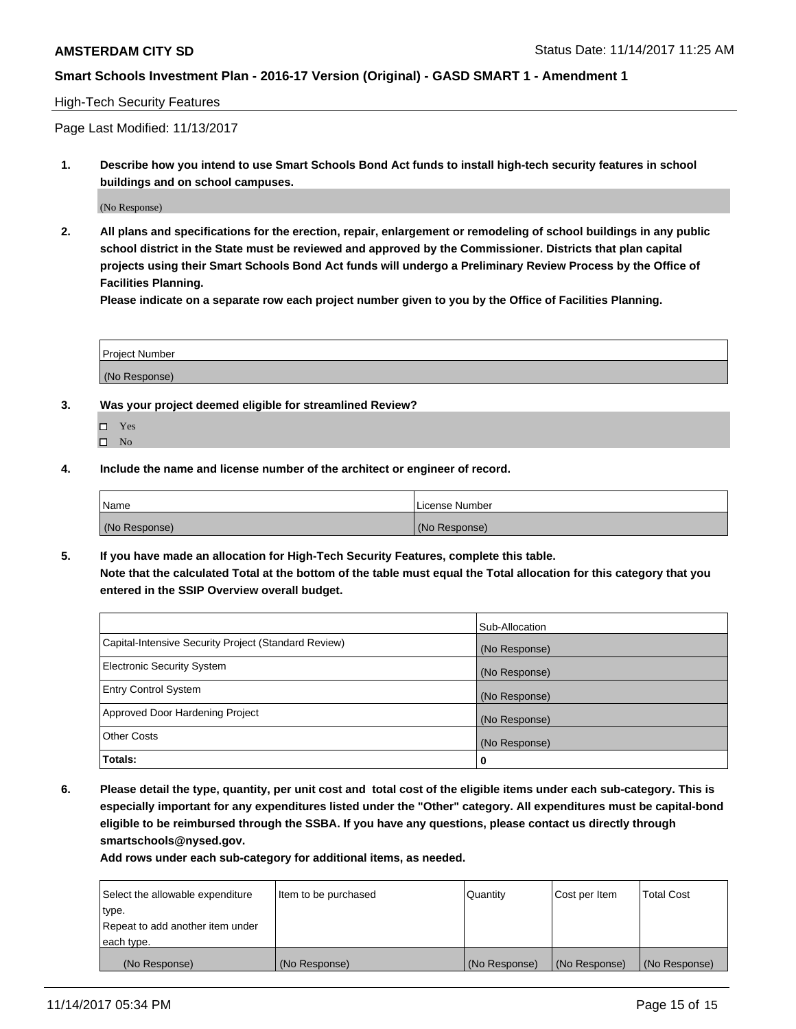High-Tech Security Features

Page Last Modified: 11/13/2017

**1. Describe how you intend to use Smart Schools Bond Act funds to install high-tech security features in school buildings and on school campuses.**

(No Response)

**2. All plans and specifications for the erection, repair, enlargement or remodeling of school buildings in any public school district in the State must be reviewed and approved by the Commissioner. Districts that plan capital projects using their Smart Schools Bond Act funds will undergo a Preliminary Review Process by the Office of Facilities Planning.**

**Please indicate on a separate row each project number given to you by the Office of Facilities Planning.**

| Project Number |
|---|
| (No Response) |

**3. Was your project deemed eligible for streamlined Review?**

- ☐ Yes
- ☐ No

**4. Include the name and license number of the architect or engineer of record.**

| Name | License Number |
|---|---|
| (No Response) | (No Response) |

**5. If you have made an allocation for High-Tech Security Features, complete this table.**
**Note that the calculated Total at the bottom of the table must equal the Total allocation for this category that you entered in the SSIP Overview overall budget.**

| | Sub-Allocation |
|---|---|
| Capital-Intensive Security Project (Standard Review) | (No Response) |
| Electronic Security System | (No Response) |
| Entry Control System | (No Response) |
| Approved Door Hardening Project | (No Response) |
| Other Costs | (No Response) |
| **Totals:** | **0** |

**6. Please detail the type, quantity, per unit cost and total cost of the eligible items under each sub-category. This is especially important for any expenditures listed under the "Other" category. All expenditures must be capital-bond eligible to be reimbursed through the SSBA. If you have any questions, please contact us directly through smartschools@nysed.gov.**

**Add rows under each sub-category for additional items, as needed.**

| Select the allowable expenditure type. Repeat to add another item under each type. | Item to be purchased | Quantity | Cost per Item | Total Cost |
|---|---|---|---|---|
| (No Response) | (No Response) | (No Response) | (No Response) | (No Response) |